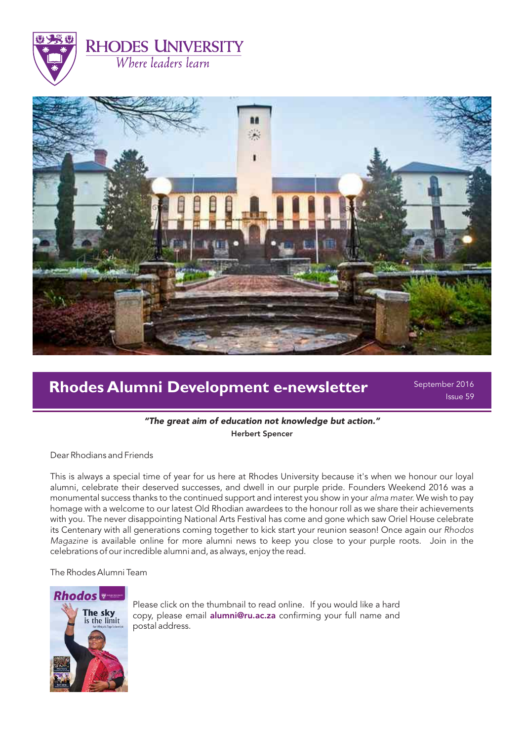RHODES UNIVERSITY

*Where leaders learn*

# Rhodes Alumni Development e-newsletter

September 2016

Issue 59

***"The great aim of education not knowledge but action."***

**Herbert Spencer**

Dear Rhodians and Friends

This is always a special time of year for us here at Rhodes University because it's when we honour our loyal alumni, celebrate their deserved successes, and dwell in our purple pride. Founders Weekend 2016 was a monumental success thanks to the continued support and interest you show in your *alma mater*. We wish to pay homage with a welcome to our latest Old Rhodian awardees to the honour roll as we share their achievements with you. The never disappointing National Arts Festival has come and gone which saw Oriel House celebrate its Centenary with all generations coming together to kick start your reunion season! Once again our *Rhodos Magazine* is available online for more alumni news to keep you close to your purple roots. Join in the celebrations of our incredible alumni and, as always, enjoy the read.

The Rhodes Alumni Team

Please click on the thumbnail to read online. If you would like a hard copy, please email **alumni@ru.ac.za** confirming your full name and postal address.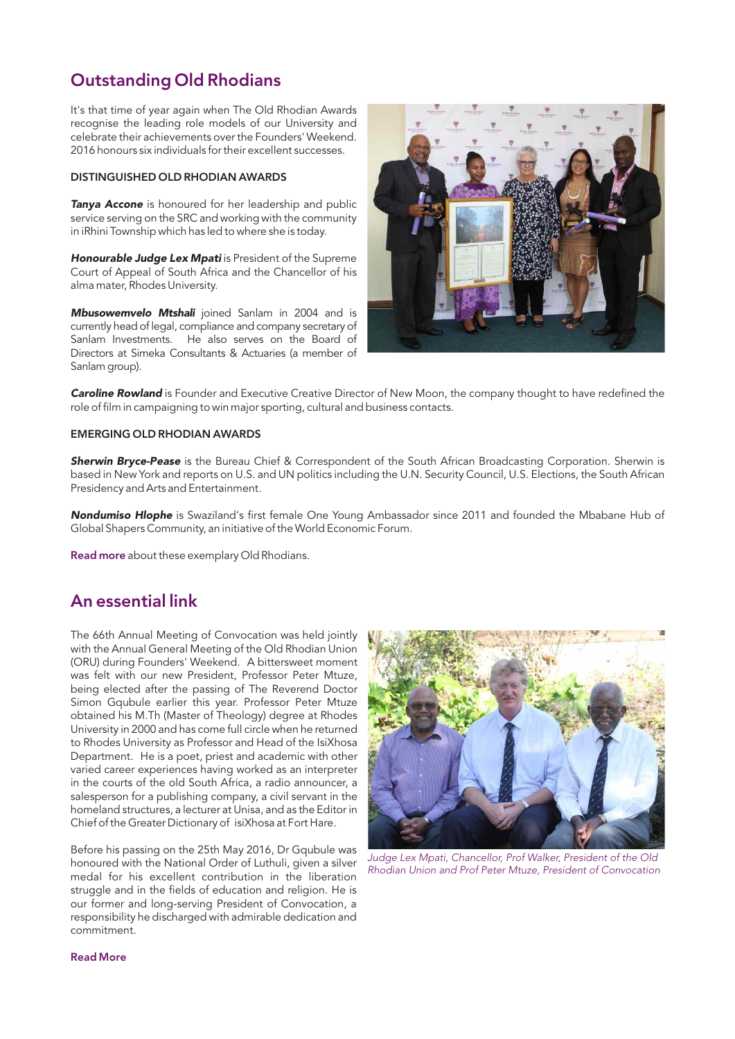## Outstanding Old Rhodians

It's that time of year again when The Old Rhodian Awards recognise the leading role models of our University and celebrate their achievements over the Founders' Weekend. 2016 honours six individuals for their excellent successes.

### DISTINGUISHED OLD RHODIAN AWARDS

***Tanya Accone*** is honoured for her leadership and public service serving on the SRC and working with the community in iRhini Township which has led to where she is today.

***Honourable Judge Lex Mpati*** is President of the Supreme Court of Appeal of South Africa and the Chancellor of his alma mater, Rhodes University.

***Mbusowemvelo Mtshali*** joined Sanlam in 2004 and is currently head of legal, compliance and company secretary of Sanlam Investments. He also serves on the Board of Directors at Simeka Consultants & Actuaries (a member of Sanlam group).

***Caroline Rowland*** is Founder and Executive Creative Director of New Moon, the company thought to have redefined the role of film in campaigning to win major sporting, cultural and business contacts.

### EMERGING OLD RHODIAN AWARDS

***Sherwin Bryce-Pease*** is the Bureau Chief & Correspondent of the South African Broadcasting Corporation. Sherwin is based in New York and reports on U.S. and UN politics including the U.N. Security Council, U.S. Elections, the South African Presidency and Arts and Entertainment.

***Nondumiso Hlophe*** is Swaziland's first female One Young Ambassador since 2011 and founded the Mbabane Hub of Global Shapers Community, an initiative of the World Economic Forum.

**Read more** about these exemplary Old Rhodians.

## An essential link

The 66th Annual Meeting of Convocation was held jointly with the Annual General Meeting of the Old Rhodian Union (ORU) during Founders' Weekend. A bittersweet moment was felt with our new President, Professor Peter Mtuze, being elected after the passing of The Reverend Doctor Simon Gqubule earlier this year. Professor Peter Mtuze obtained his M.Th (Master of Theology) degree at Rhodes University in 2000 and has come full circle when he returned to Rhodes University as Professor and Head of the IsiXhosa Department. He is a poet, priest and academic with other varied career experiences having worked as an interpreter in the courts of the old South Africa, a radio announcer, a salesperson for a publishing company, a civil servant in the homeland structures, a lecturer at Unisa, and as the Editor in Chief of the Greater Dictionary of isiXhosa at Fort Hare.

Before his passing on the 25th May 2016, Dr Gqubule was honoured with the National Order of Luthuli, given a silver medal for his excellent contribution in the liberation struggle and in the fields of education and religion. He is our former and long-serving President of Convocation, a responsibility he discharged with admirable dedication and commitment.

*Judge Lex Mpati, Chancellor, Prof Walker, President of the Old Rhodian Union and Prof Peter Mtuze, President of Convocation*

**Read More**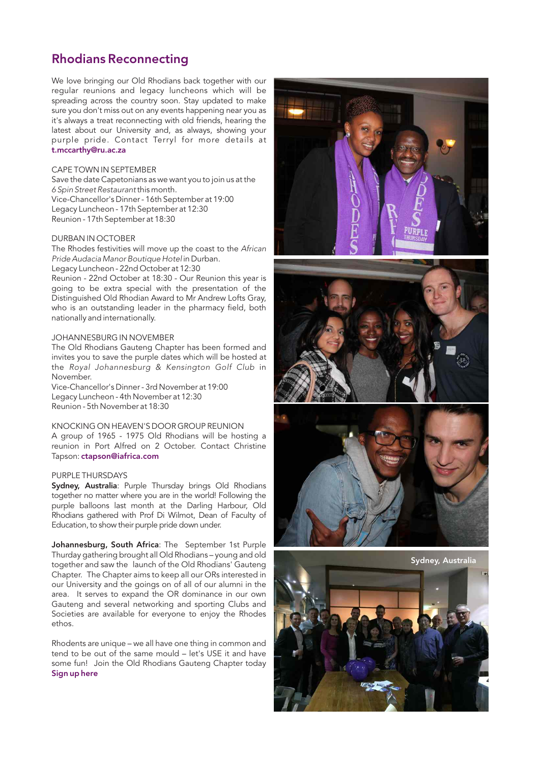## Rhodians Reconnecting

We love bringing our Old Rhodians back together with our regular reunions and legacy luncheons which will be spreading across the country soon. Stay updated to make sure you don't miss out on any events happening near you as it's always a treat reconnecting with old friends, hearing the latest about our University and, as always, showing your purple pride. Contact Terryl for more details at **t.mccarthy@ru.ac.za**

CAPE TOWN IN SEPTEMBER
Save the date Capetonians as we want you to join us at the *6 Spin Street Restaurant* this month.
Vice-Chancellor's Dinner - 16th September at 19:00
Legacy Luncheon - 17th September at 12:30
Reunion - 17th September at 18:30

DURBAN IN OCTOBER
The Rhodes festivities will move up the coast to the *African Pride Audacia Manor Boutique Hotel* in Durban.
Legacy Luncheon - 22nd October at 12:30
Reunion - 22nd October at 18:30 - Our Reunion this year is going to be extra special with the presentation of the Distinguished Old Rhodian Award to Mr Andrew Lofts Gray, who is an outstanding leader in the pharmacy field, both nationally and internationally.

JOHANNESBURG IN NOVEMBER
The Old Rhodians Gauteng Chapter has been formed and invites you to save the purple dates which will be hosted at the *Royal Johannesburg & Kensington Golf Club* in November.
Vice-Chancellor's Dinner - 3rd November at 19:00
Legacy Luncheon - 4th November at 12:30
Reunion - 5th November at 18:30

KNOCKING ON HEAVEN'S DOOR GROUP REUNION
A group of 1965 - 1975 Old Rhodians will be hosting a reunion in Port Alfred on 2 October. Contact Christine Tapson: **ctapson@iafrica.com**

PURPLE THURSDAYS
**Sydney, Australia**: Purple Thursday brings Old Rhodians together no matter where you are in the world! Following the purple balloons last month at the Darling Harbour, Old Rhodians gathered with Prof Di Wilmot, Dean of Faculty of Education, to show their purple pride down under.

**Johannesburg, South Africa**: The September 1st Purple Thurday gathering brought all Old Rhodians – young and old together and saw the launch of the Old Rhodians' Gauteng Chapter. The Chapter aims to keep all our ORs interested in our University and the goings on of all of our alumni in the area. It serves to expand the OR dominance in our own Gauteng and several networking and sporting Clubs and Societies are available for everyone to enjoy the Rhodes ethos.

Rhodents are unique – we all have one thing in common and tend to be out of the same mould – let's USE it and have some fun! Join the Old Rhodians Gauteng Chapter today **Sign up here**

Sydney, Australia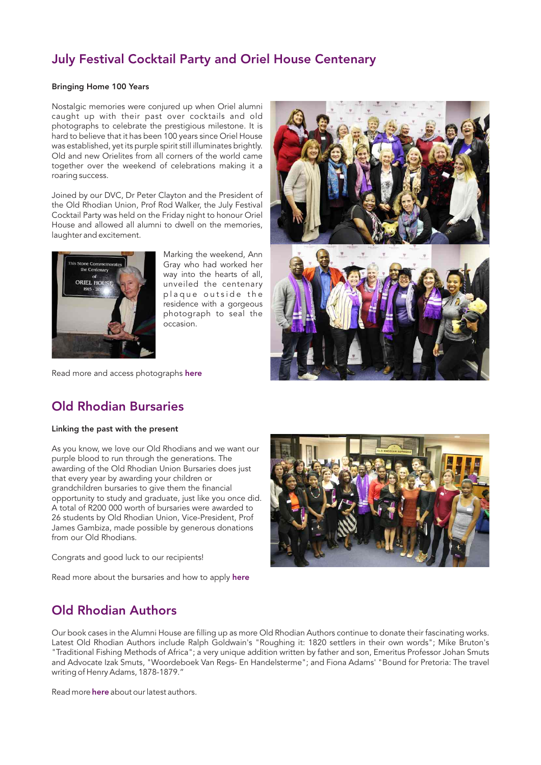## July Festival Cocktail Party and Oriel House Centenary

**Bringing Home 100 Years**

Nostalgic memories were conjured up when Oriel alumni caught up with their past over cocktails and old photographs to celebrate the prestigious milestone. It is hard to believe that it has been 100 years since Oriel House was established, yet its purple spirit still illuminates brightly. Old and new Orielites from all corners of the world came together over the weekend of celebrations making it a roaring success.

Joined by our DVC, Dr Peter Clayton and the President of the Old Rhodian Union, Prof Rod Walker, the July Festival Cocktail Party was held on the Friday night to honour Oriel House and allowed all alumni to dwell on the memories, laughter and excitement.

Marking the weekend, Ann Gray who had worked her way into the hearts of all, unveiled the centenary plaque outside the residence with a gorgeous photograph to seal the occasion.

Read more and access photographs **here**

## Old Rhodian Bursaries

**Linking the past with the present**

As you know, we love our Old Rhodians and we want our purple blood to run through the generations. The awarding of the Old Rhodian Union Bursaries does just that every year by awarding your children or grandchildren bursaries to give them the financial opportunity to study and graduate, just like you once did. A total of R200 000 worth of bursaries were awarded to 26 students by Old Rhodian Union, Vice-President, Prof James Gambiza, made possible by generous donations from our Old Rhodians.

Congrats and good luck to our recipients!

Read more about the bursaries and how to apply **here**

## Old Rhodian Authors

Our book cases in the Alumni House are filling up as more Old Rhodian Authors continue to donate their fascinating works. Latest Old Rhodian Authors include Ralph Goldwain's "Roughing it: 1820 settlers in their own words"; Mike Bruton's "Traditional Fishing Methods of Africa"; a very unique addition written by father and son, Emeritus Professor Johan Smuts and Advocate Izak Smuts, "Woordeboek Van Regs- En Handelsterme"; and Fiona Adams' "Bound for Pretoria: The travel writing of Henry Adams, 1878-1879."

Read more **here** about our latest authors.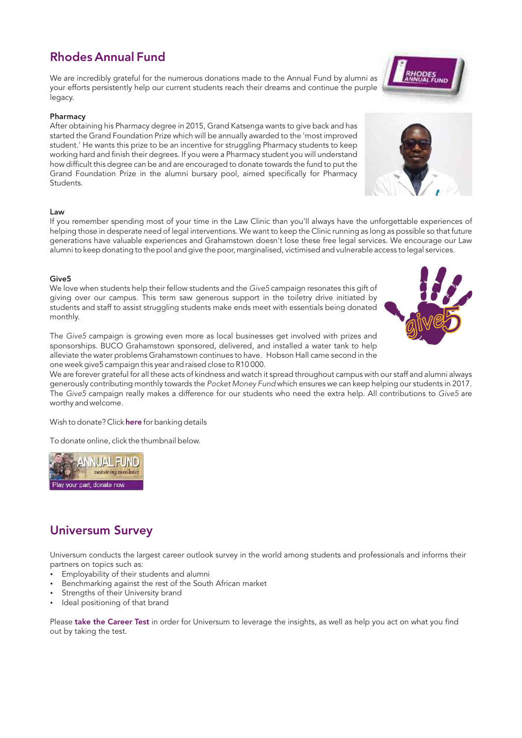## Rhodes Annual Fund

We are incredibly grateful for the numerous donations made to the Annual Fund by alumni as your efforts persistently help our current students reach their dreams and continue the purple legacy.

**Pharmacy**

After obtaining his Pharmacy degree in 2015, Grand Katsenga wants to give back and has started the Grand Foundation Prize which will be annually awarded to the 'most improved student.' He wants this prize to be an incentive for struggling Pharmacy students to keep working hard and finish their degrees. If you were a Pharmacy student you will understand how difficult this degree can be and are encouraged to donate towards the fund to put the Grand Foundation Prize in the alumni bursary pool, aimed specifically for Pharmacy Students.

**Law**

If you remember spending most of your time in the Law Clinic than you'll always have the unforgettable experiences of helping those in desperate need of legal interventions. We want to keep the Clinic running as long as possible so that future generations have valuable experiences and Grahamstown doesn't lose these free legal services. We encourage our Law alumni to keep donating to the pool and give the poor, marginalised, victimised and vulnerable access to legal services.

**Give5**

We love when students help their fellow students and the *Give5* campaign resonates this gift of giving over our campus. This term saw generous support in the toiletry drive initiated by students and staff to assist struggling students make ends meet with essentials being donated monthly.

The *Give5* campaign is growing even more as local businesses get involved with prizes and sponsorships. BUCO Grahamstown sponsored, delivered, and installed a water tank to help alleviate the water problems Grahamstown continues to have. Hobson Hall came second in the one week give5 campaign this year and raised close to R10 000.

We are forever grateful for all these acts of kindness and watch it spread throughout campus with our staff and alumni always generously contributing monthly towards the *Pocket Money Fund* which ensures we can keep helping our students in 2017. The *Give5* campaign really makes a difference for our students who need the extra help. All contributions to *Give5* are worthy and welcome.

Wish to donate? Click **here** for banking details

To donate online, click the thumbnail below.

## Universum Survey

Universum conducts the largest career outlook survey in the world among students and professionals and informs their partners on topics such as:

- Employability of their students and alumni
- Benchmarking against the rest of the South African market
- Strengths of their University brand
- Ideal positioning of that brand

Please **take the Career Test** in order for Universum to leverage the insights, as well as help you act on what you find out by taking the test.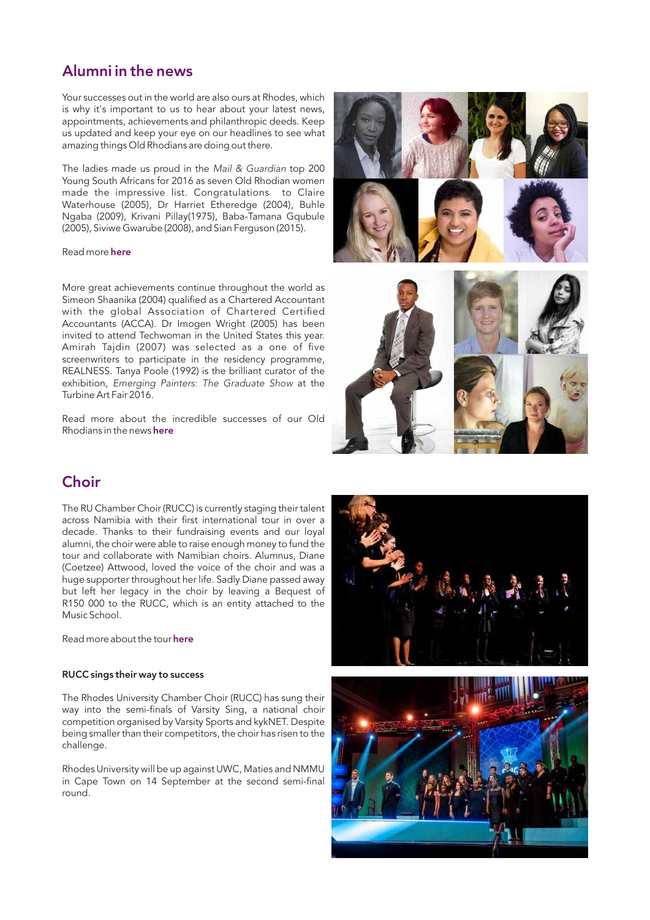## Alumni in the news

Your successes out in the world are also ours at Rhodes, which is why it's important to us to hear about your latest news, appointments, achievements and philanthropic deeds. Keep us updated and keep your eye on our headlines to see what amazing things Old Rhodians are doing out there.

The ladies made us proud in the *Mail & Guardian* top 200 Young South Africans for 2016 as seven Old Rhodian women made the impressive list. Congratulations to Claire Waterhouse (2005), Dr Harriet Etheredge (2004), Buhle Ngaba (2009), Krivani Pillay(1975), Baba-Tamana Gqubule (2005), Siviwe Gwarube (2008), and Sian Ferguson (2015).

Read more **here**

More great achievements continue throughout the world as Simeon Shaanika (2004) qualified as a Chartered Accountant with the global Association of Chartered Certified Accountants (ACCA). Dr Imogen Wright (2005) has been invited to attend Techwoman in the United States this year. Amirah Tajdin (2007) was selected as a one of five screenwriters to participate in the residency programme, REALNESS. Tanya Poole (1992) is the brilliant curator of the exhibition, *Emerging Painters: The Graduate Show* at the Turbine Art Fair 2016.

Read more about the incredible successes of our Old Rhodians in the news **here**

## Choir

The RU Chamber Choir (RUCC) is currently staging their talent across Namibia with their first international tour in over a decade. Thanks to their fundraising events and our loyal alumni, the choir were able to raise enough money to fund the tour and collaborate with Namibian choirs. Alumnus, Diane (Coetzee) Attwood, loved the voice of the choir and was a huge supporter throughout her life. Sadly Diane passed away but left her legacy in the choir by leaving a Bequest of R150 000 to the RUCC, which is an entity attached to the Music School.

Read more about the tour **here**

#### RUCC sings their way to success

The Rhodes University Chamber Choir (RUCC) has sung their way into the semi-finals of Varsity Sing, a national choir competition organised by Varsity Sports and kykNET. Despite being smaller than their competitors, the choir has risen to the challenge.

Rhodes University will be up against UWC, Maties and NMMU in Cape Town on 14 September at the second semi-final round.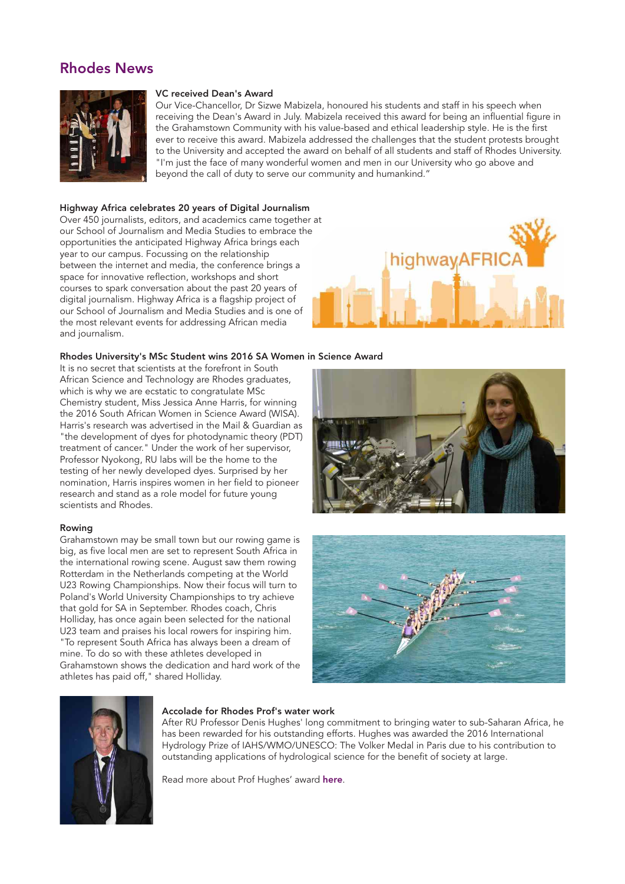## Rhodes News

### VC received Dean's Award

Our Vice-Chancellor, Dr Sizwe Mabizela, honoured his students and staff in his speech when receiving the Dean's Award in July. Mabizela received this award for being an influential figure in the Grahamstown Community with his value-based and ethical leadership style. He is the first ever to receive this award. Mabizela addressed the challenges that the student protests brought to the University and accepted the award on behalf of all students and staff of Rhodes University. "I'm just the face of many wonderful women and men in our University who go above and beyond the call of duty to serve our community and humankind."

### Highway Africa celebrates 20 years of Digital Journalism

Over 450 journalists, editors, and academics came together at our School of Journalism and Media Studies to embrace the opportunities the anticipated Highway Africa brings each year to our campus. Focussing on the relationship between the internet and media, the conference brings a space for innovative reflection, workshops and short courses to spark conversation about the past 20 years of digital journalism. Highway Africa is a flagship project of our School of Journalism and Media Studies and is one of the most relevant events for addressing African media and journalism.

### Rhodes University's MSc Student wins 2016 SA Women in Science Award

It is no secret that scientists at the forefront in South African Science and Technology are Rhodes graduates, which is why we are ecstatic to congratulate MSc Chemistry student, Miss Jessica Anne Harris, for winning the 2016 South African Women in Science Award (WISA). Harris's research was advertised in the Mail & Guardian as "the development of dyes for photodynamic theory (PDT) treatment of cancer." Under the work of her supervisor, Professor Nyokong, RU labs will be the home to the testing of her newly developed dyes. Surprised by her nomination, Harris inspires women in her field to pioneer research and stand as a role model for future young scientists and Rhodes.

### Rowing

Grahamstown may be small town but our rowing game is big, as five local men are set to represent South Africa in the international rowing scene. August saw them rowing Rotterdam in the Netherlands competing at the World U23 Rowing Championships. Now their focus will turn to Poland's World University Championships to try achieve that gold for SA in September. Rhodes coach, Chris Holliday, has once again been selected for the national U23 team and praises his local rowers for inspiring him. "To represent South Africa has always been a dream of mine. To do so with these athletes developed in Grahamstown shows the dedication and hard work of the athletes has paid off," shared Holliday.

### Accolade for Rhodes Prof's water work

After RU Professor Denis Hughes' long commitment to bringing water to sub-Saharan Africa, he has been rewarded for his outstanding efforts. Hughes was awarded the 2016 International Hydrology Prize of IAHS/WMO/UNESCO: The Volker Medal in Paris due to his contribution to outstanding applications of hydrological science for the benefit of society at large.

Read more about Prof Hughes' award **here**.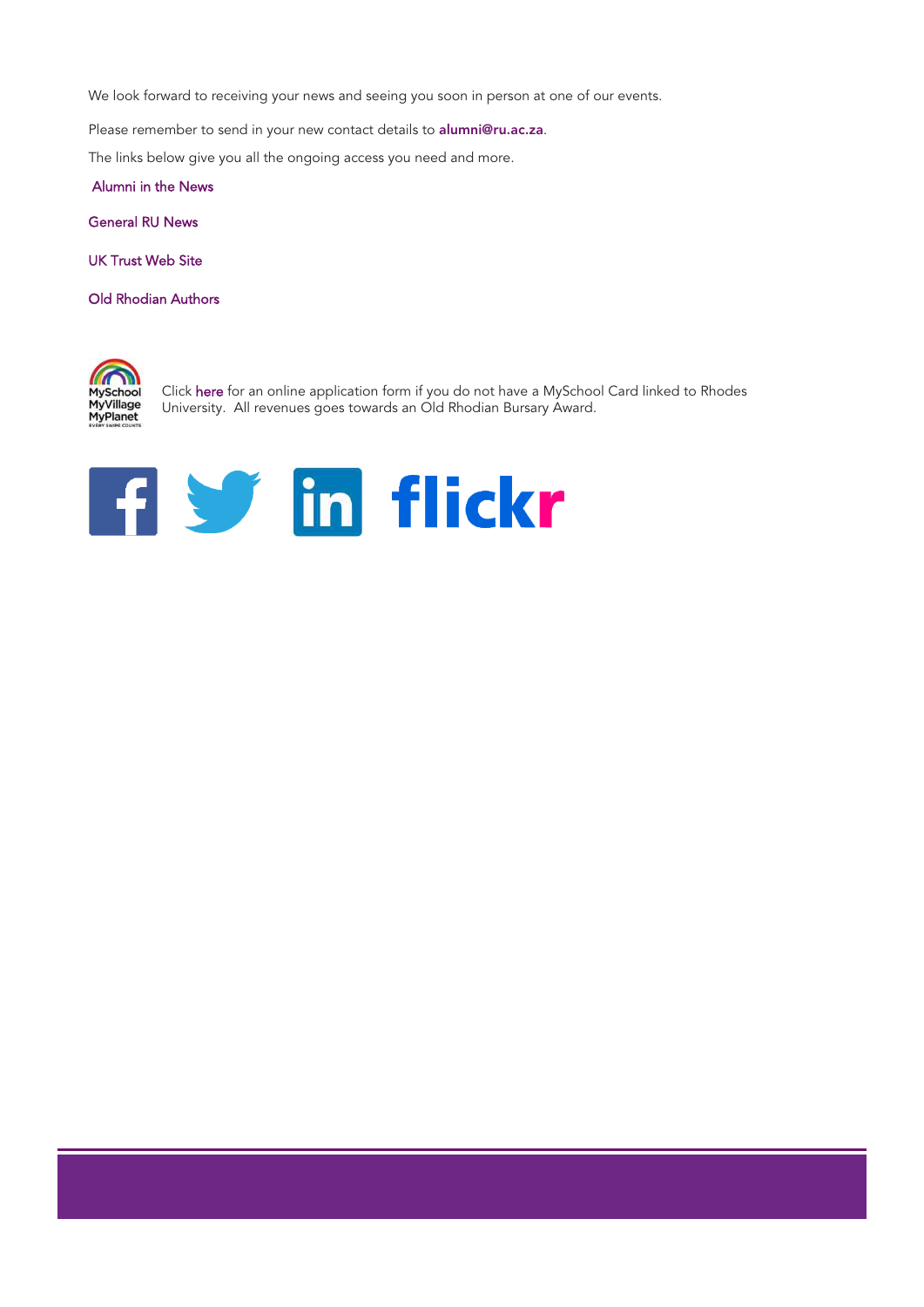We look forward to receiving your news and seeing you soon in person at one of our events.

Please remember to send in your new contact details to **alumni@ru.ac.za**.

The links below give you all the ongoing access you need and more.

Alumni in the News

General RU News

UK Trust Web Site

Old Rhodian Authors

Click here for an online application form if you do not have a MySchool Card linked to Rhodes University. All revenues goes towards an Old Rhodian Bursary Award.